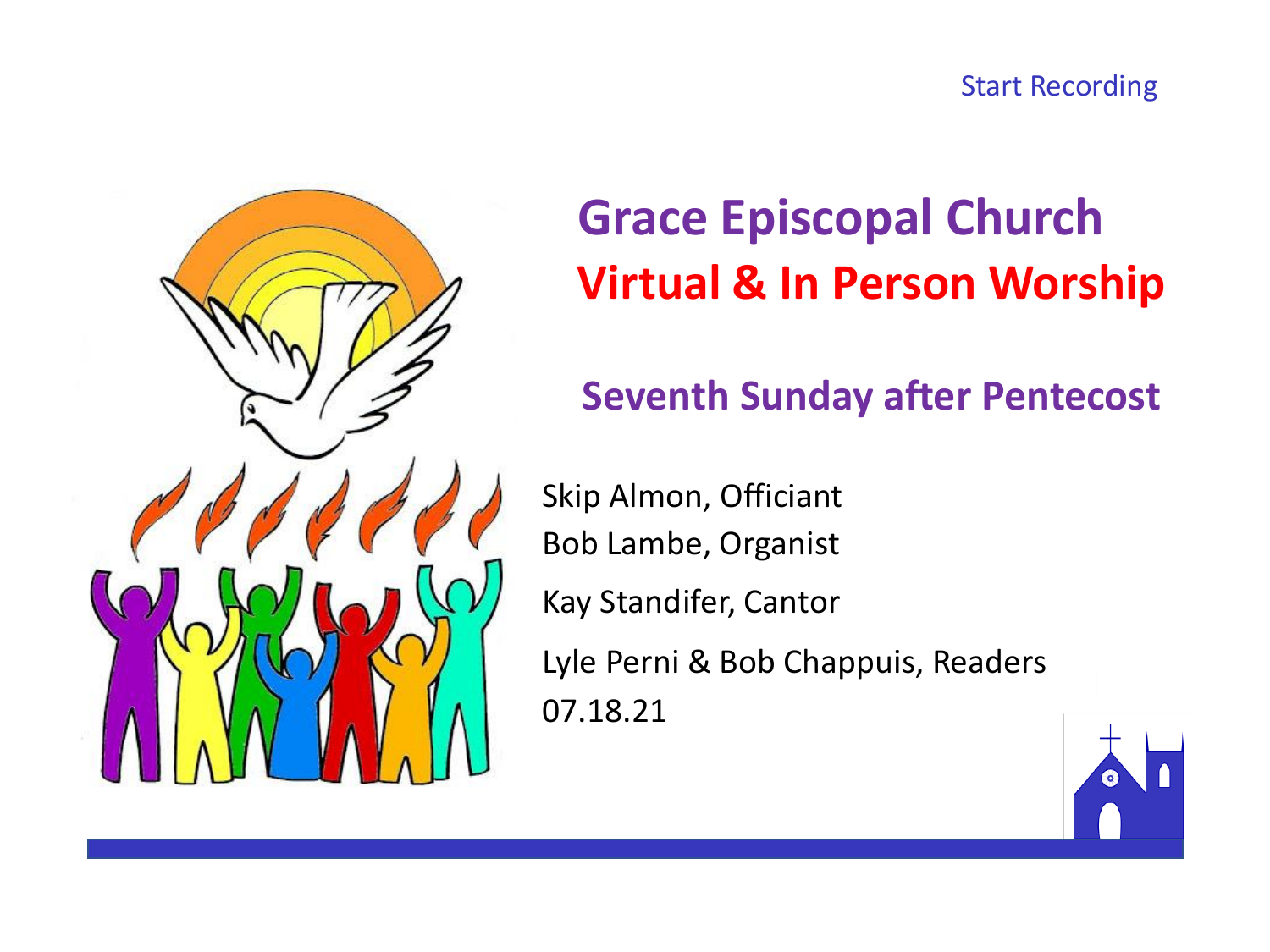Start Recording

# Grace Episcopal Church

# Virtual & In Person Worship

## Seventh Sunday after Pentecost

Skip Almon, Officiant

Bob Lambe, Organist

Kay Standifer, Cantor

Lyle Perni & Bob Chappuis, Readers

07.18.21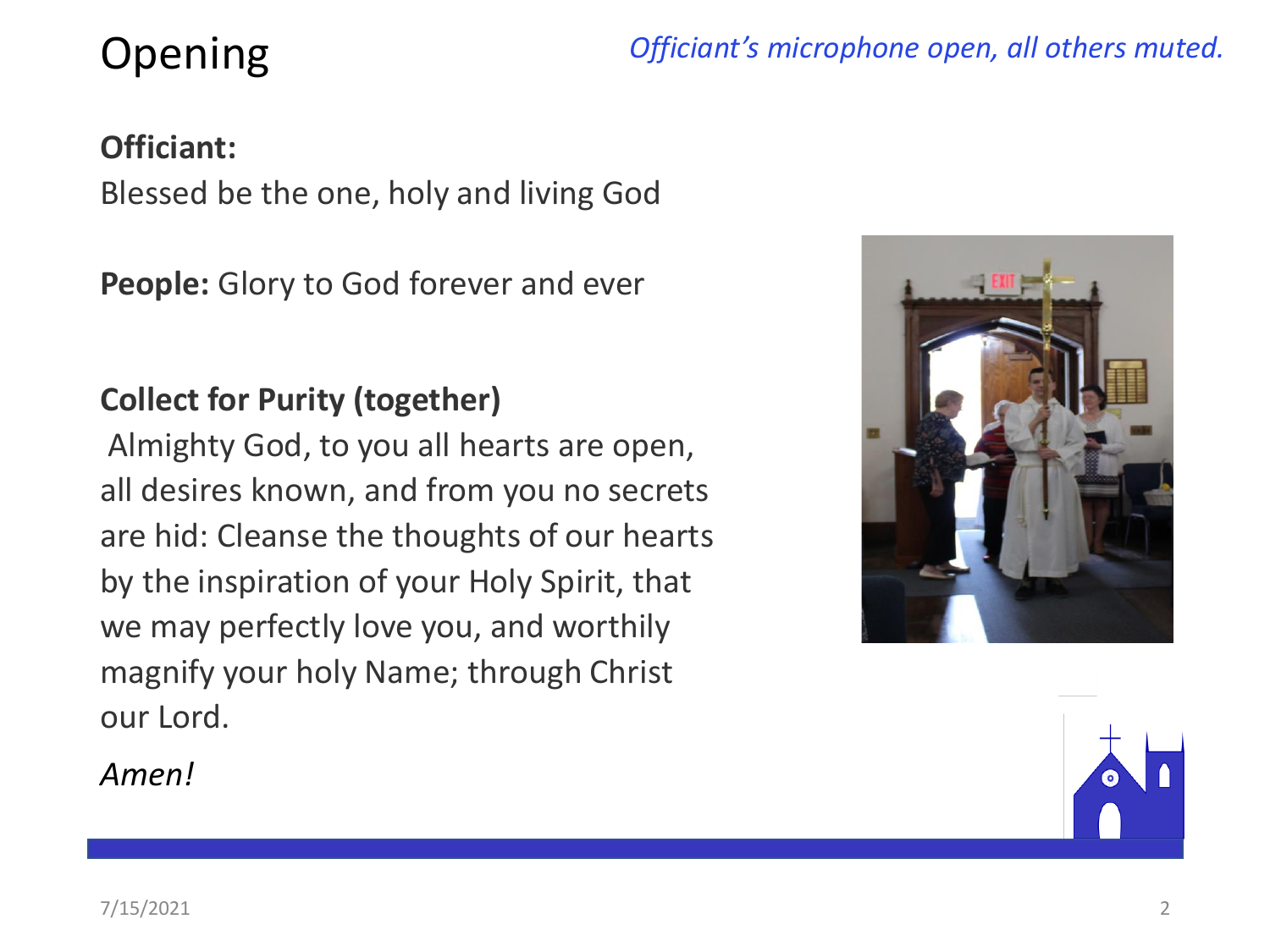# Opening

*Officiant's microphone open, all others muted.*

**Officiant:**
Blessed be the one, holy and living God

**People:** Glory to God forever and ever

**Collect for Purity (together)**
Almighty God, to you all hearts are open, all desires known, and from you no secrets are hid: Cleanse the thoughts of our hearts by the inspiration of your Holy Spirit, that we may perfectly love you, and worthily magnify your holy Name; through Christ our Lord.

*Amen!*

7/15/2021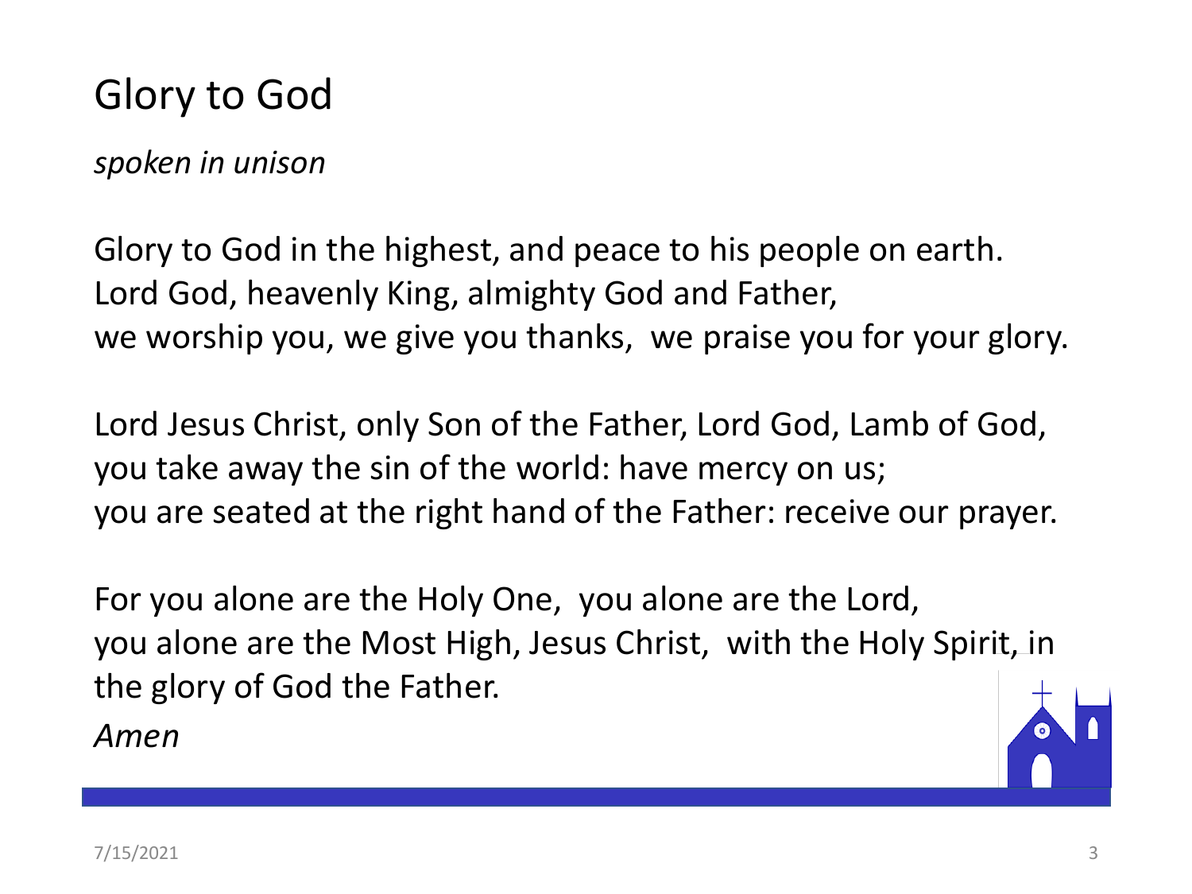# Glory to God

*spoken in unison*

Glory to God in the highest, and peace to his people on earth.
Lord God, heavenly King, almighty God and Father,
we worship you, we give you thanks, we praise you for your glory.

Lord Jesus Christ, only Son of the Father, Lord God, Lamb of God,
you take away the sin of the world: have mercy on us;
you are seated at the right hand of the Father: receive our prayer.

For you alone are the Holy One, you alone are the Lord,
you alone are the Most High, Jesus Christ, with the Holy Spirit, in the glory of God the Father.
*Amen*

7/15/2021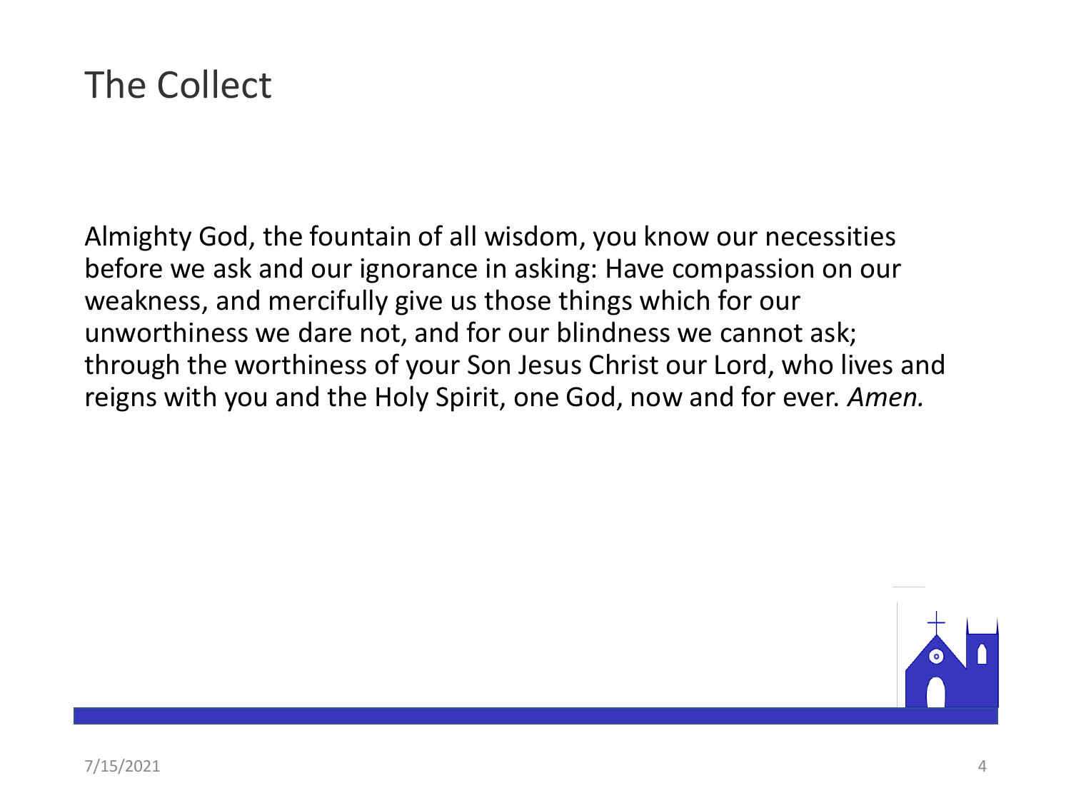# The Collect

Almighty God, the fountain of all wisdom, you know our necessities before we ask and our ignorance in asking: Have compassion on our weakness, and mercifully give us those things which for our unworthiness we dare not, and for our blindness we cannot ask; through the worthiness of your Son Jesus Christ our Lord, who lives and reigns with you and the Holy Spirit, one God, now and for ever. *Amen.*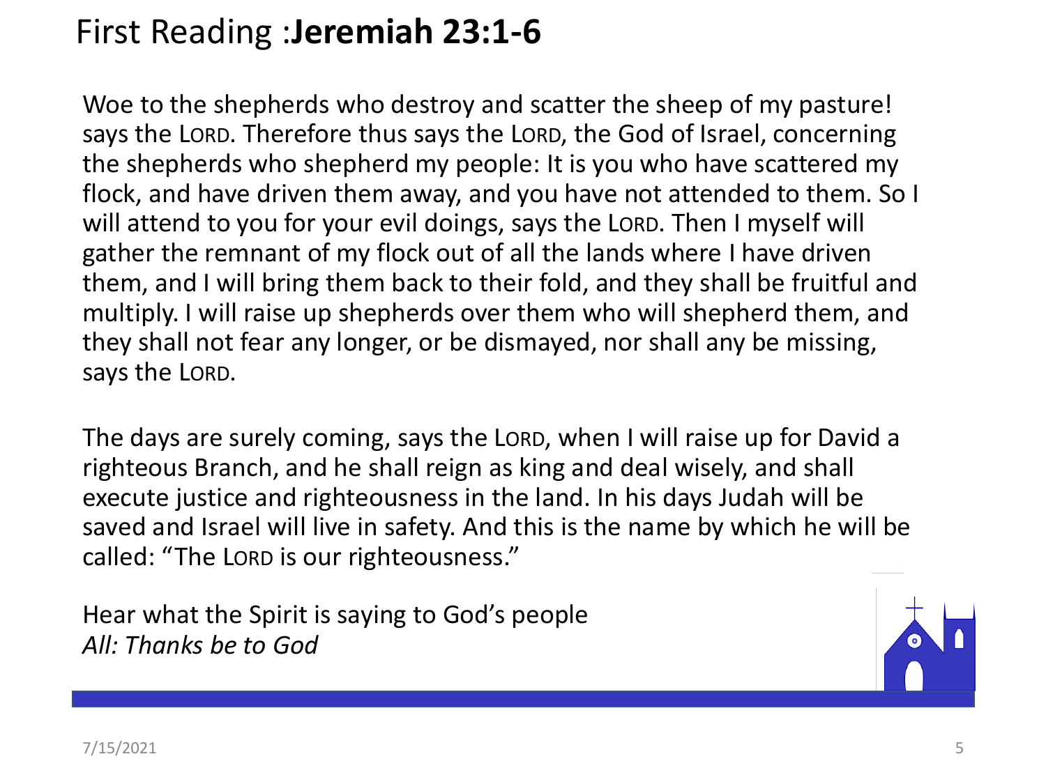# First Reading :**Jeremiah 23:1-6**

Woe to the shepherds who destroy and scatter the sheep of my pasture! says the LORD. Therefore thus says the LORD, the God of Israel, concerning the shepherds who shepherd my people: It is you who have scattered my flock, and have driven them away, and you have not attended to them. So I will attend to you for your evil doings, says the LORD. Then I myself will gather the remnant of my flock out of all the lands where I have driven them, and I will bring them back to their fold, and they shall be fruitful and multiply. I will raise up shepherds over them who will shepherd them, and they shall not fear any longer, or be dismayed, nor shall any be missing, says the LORD.

The days are surely coming, says the LORD, when I will raise up for David a righteous Branch, and he shall reign as king and deal wisely, and shall execute justice and righteousness in the land. In his days Judah will be saved and Israel will live in safety. And this is the name by which he will be called: "The LORD is our righteousness."

Hear what the Spirit is saying to God's people
*All: Thanks be to God*

7/15/2021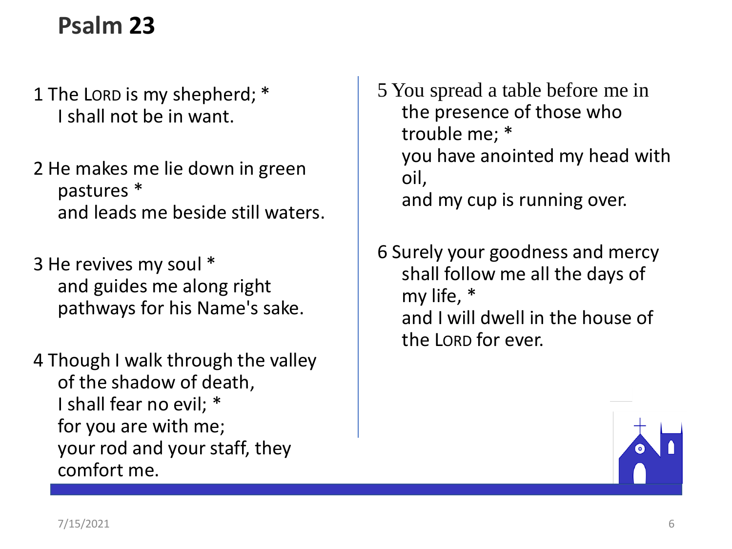# Psalm 23

1 The LORD is my shepherd; *
I shall not be in want.

2 He makes me lie down in green pastures *
and leads me beside still waters.

3 He revives my soul *
and guides me along right pathways for his Name's sake.

4 Though I walk through the valley of the shadow of death,
I shall fear no evil; *
for you are with me;
your rod and your staff, they comfort me.

5 You spread a table before me in the presence of those who trouble me; *
you have anointed my head with oil,
and my cup is running over.

6 Surely your goodness and mercy shall follow me all the days of my life, *
and I will dwell in the house of the LORD for ever.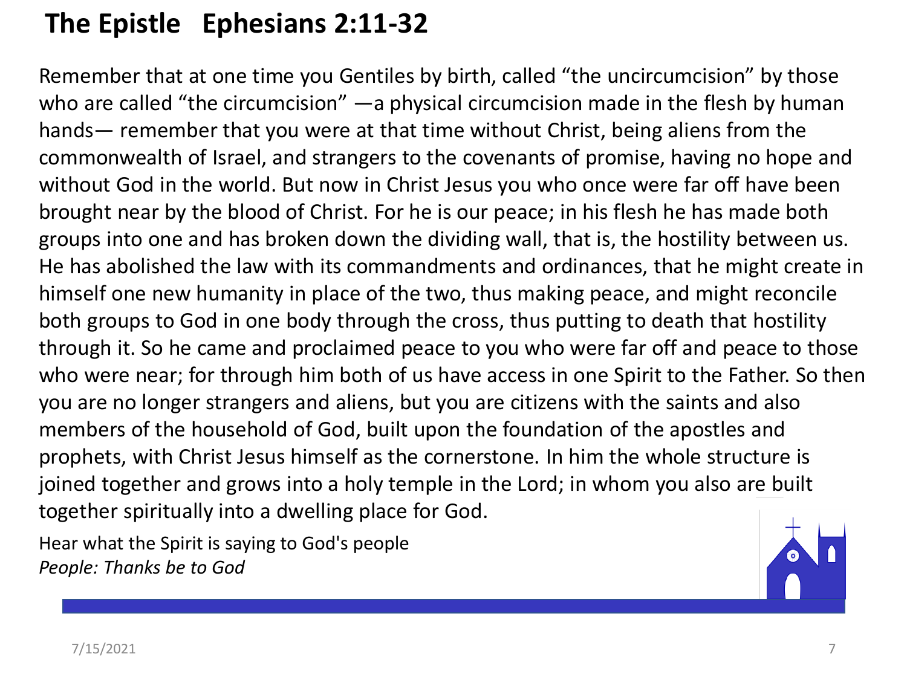# The Epistle   Ephesians 2:11-32

Remember that at one time you Gentiles by birth, called “the uncircumcision” by those who are called “the circumcision” —a physical circumcision made in the flesh by human hands— remember that you were at that time without Christ, being aliens from the commonwealth of Israel, and strangers to the covenants of promise, having no hope and without God in the world. But now in Christ Jesus you who once were far off have been brought near by the blood of Christ. For he is our peace; in his flesh he has made both groups into one and has broken down the dividing wall, that is, the hostility between us. He has abolished the law with its commandments and ordinances, that he might create in himself one new humanity in place of the two, thus making peace, and might reconcile both groups to God in one body through the cross, thus putting to death that hostility through it. So he came and proclaimed peace to you who were far off and peace to those who were near; for through him both of us have access in one Spirit to the Father. So then you are no longer strangers and aliens, but you are citizens with the saints and also members of the household of God, built upon the foundation of the apostles and prophets, with Christ Jesus himself as the cornerstone. In him the whole structure is joined together and grows into a holy temple in the Lord; in whom you also are built together spiritually into a dwelling place for God.

Hear what the Spirit is saying to God's people
*People: Thanks be to God*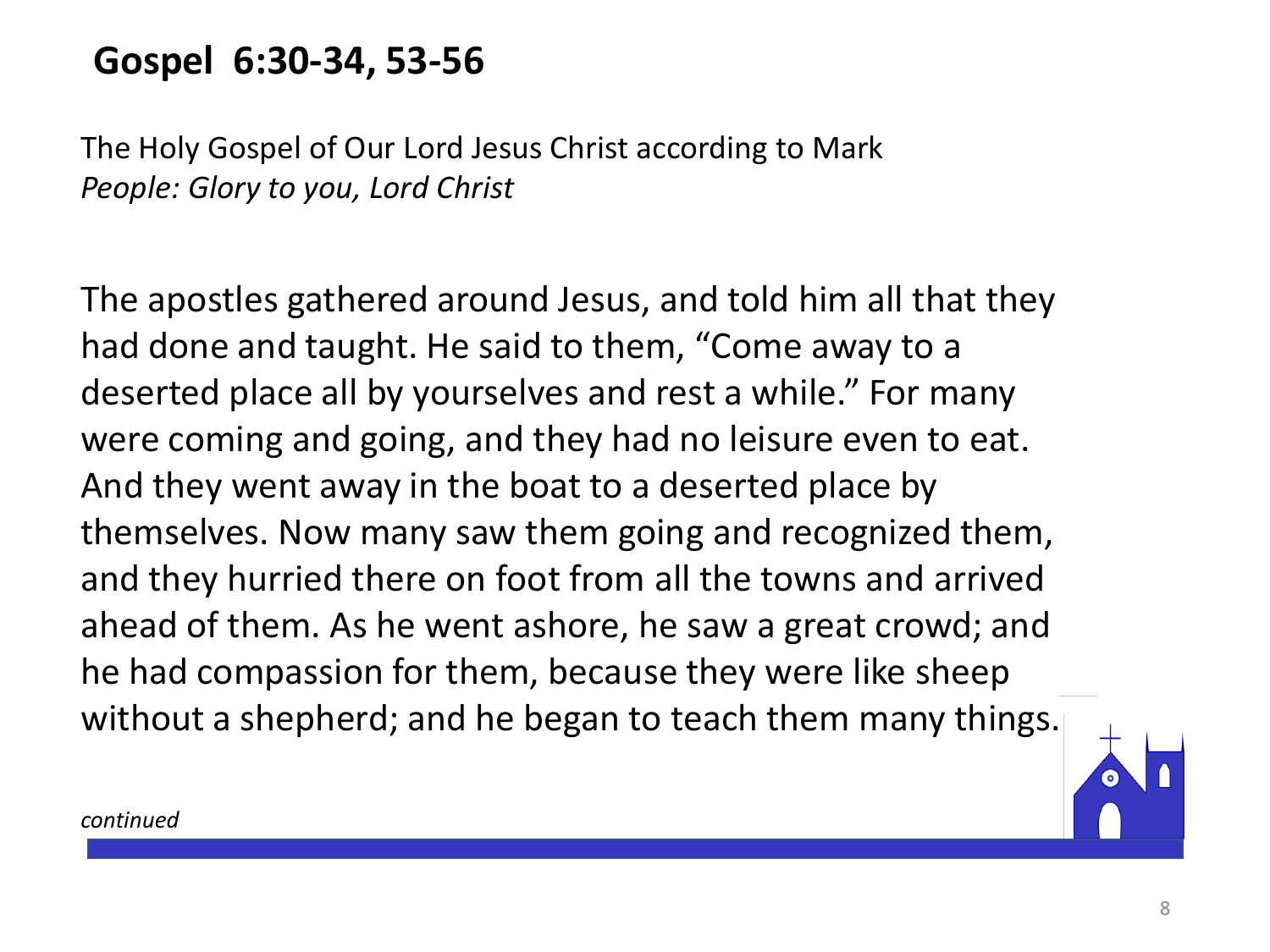## Gospel 6:30-34, 53-56

The Holy Gospel of Our Lord Jesus Christ according to Mark
*People: Glory to you, Lord Christ*

The apostles gathered around Jesus, and told him all that they had done and taught. He said to them, “Come away to a deserted place all by yourselves and rest a while.” For many were coming and going, and they had no leisure even to eat. And they went away in the boat to a deserted place by themselves. Now many saw them going and recognized them, and they hurried there on foot from all the towns and arrived ahead of them. As he went ashore, he saw a great crowd; and he had compassion for them, because they were like sheep without a shepherd; and he began to teach them many things.

*continued*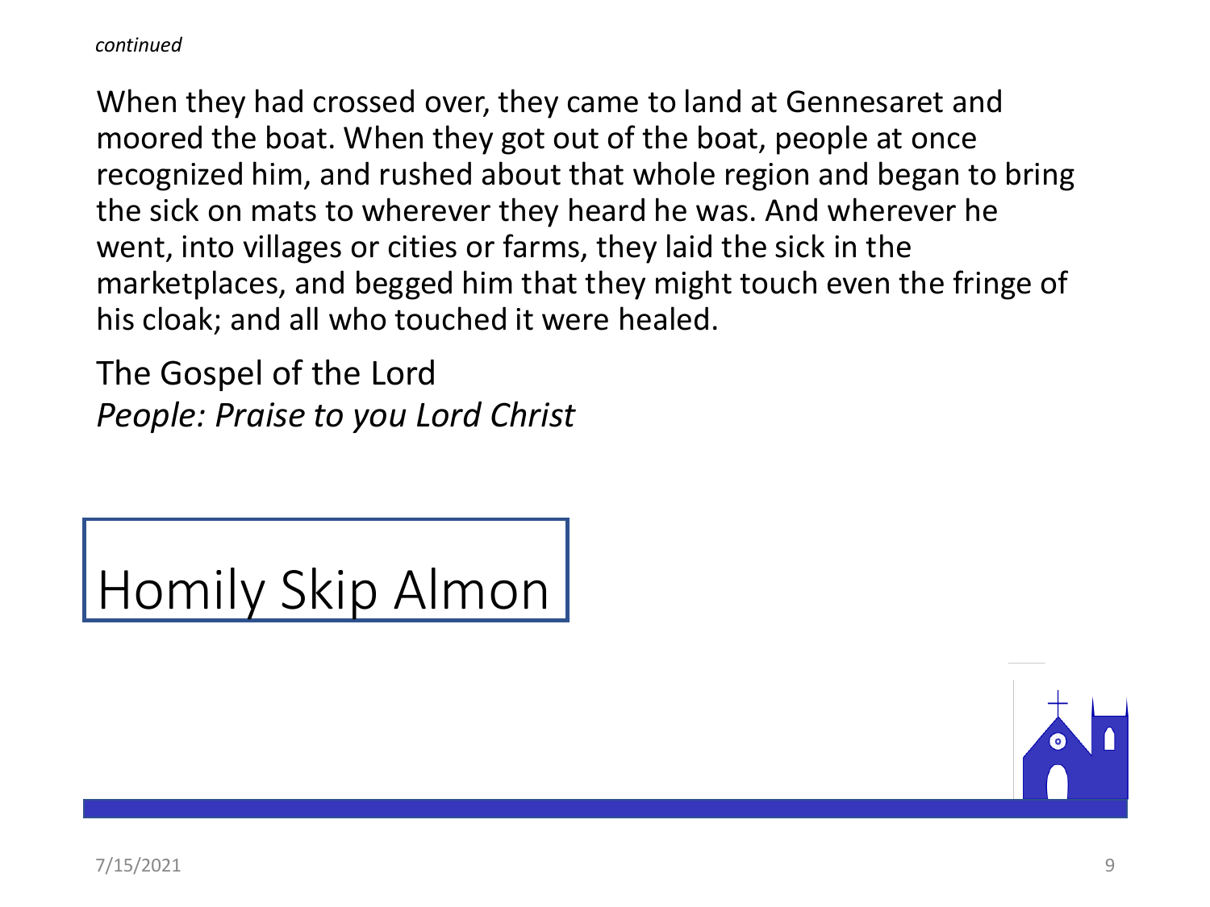*continued*

When they had crossed over, they came to land at Gennesaret and moored the boat. When they got out of the boat, people at once recognized him, and rushed about that whole region and began to bring the sick on mats to wherever they heard he was. And wherever he went, into villages or cities or farms, they laid the sick in the marketplaces, and begged him that they might touch even the fringe of his cloak; and all who touched it were healed.

The Gospel of the Lord
*People: Praise to you Lord Christ*

# Homily Skip Almon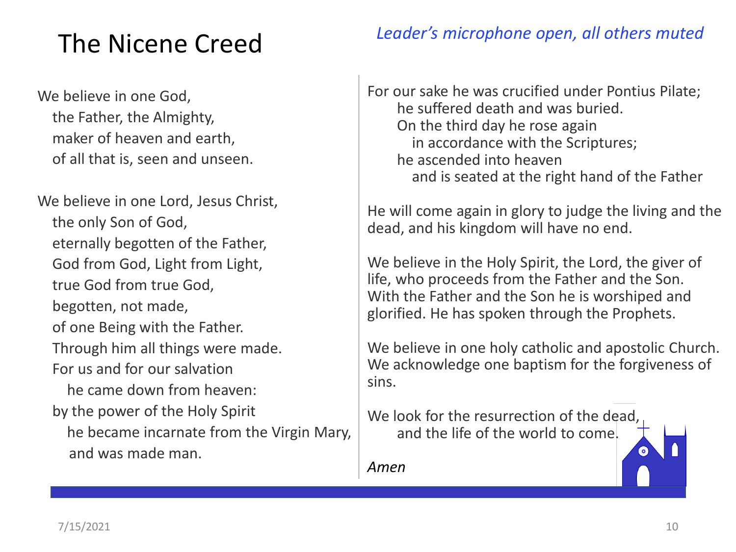# The Nicene Creed

*Leader's microphone open, all others muted*

We believe in one God,
the Father, the Almighty,
maker of heaven and earth,
of all that is, seen and unseen.

We believe in one Lord, Jesus Christ,
the only Son of God,
eternally begotten of the Father,
God from God, Light from Light,
true God from true God,
begotten, not made,
of one Being with the Father.
Through him all things were made.
For us and for our salvation
he came down from heaven:
by the power of the Holy Spirit
he became incarnate from the Virgin Mary,
and was made man.

For our sake he was crucified under Pontius Pilate;
he suffered death and was buried.
On the third day he rose again
in accordance with the Scriptures;
he ascended into heaven
and is seated at the right hand of the Father

He will come again in glory to judge the living and the dead, and his kingdom will have no end.

We believe in the Holy Spirit, the Lord, the giver of life, who proceeds from the Father and the Son. With the Father and the Son he is worshiped and glorified. He has spoken through the Prophets.

We believe in one holy catholic and apostolic Church. We acknowledge one baptism for the forgiveness of sins.

We look for the resurrection of the dead,
and the life of the world to come.

*Amen*

7/15/2021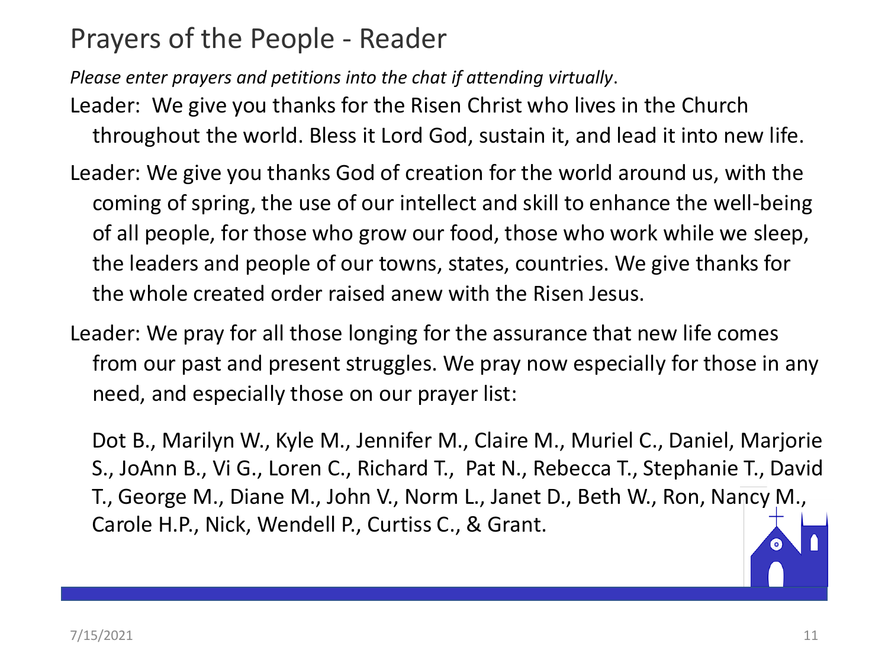# Prayers of the People - Reader

*Please enter prayers and petitions into the chat if attending virtually*.

Leader: We give you thanks for the Risen Christ who lives in the Church throughout the world. Bless it Lord God, sustain it, and lead it into new life.

Leader: We give you thanks God of creation for the world around us, with the coming of spring, the use of our intellect and skill to enhance the well-being of all people, for those who grow our food, those who work while we sleep, the leaders and people of our towns, states, countries. We give thanks for the whole created order raised anew with the Risen Jesus.

Leader: We pray for all those longing for the assurance that new life comes from our past and present struggles. We pray now especially for those in any need, and especially those on our prayer list:

Dot B., Marilyn W., Kyle M., Jennifer M., Claire M., Muriel C., Daniel, Marjorie S., JoAnn B., Vi G., Loren C., Richard T., Pat N., Rebecca T., Stephanie T., David T., George M., Diane M., John V., Norm L., Janet D., Beth W., Ron, Nancy M., Carole H.P., Nick, Wendell P., Curtiss C., & Grant.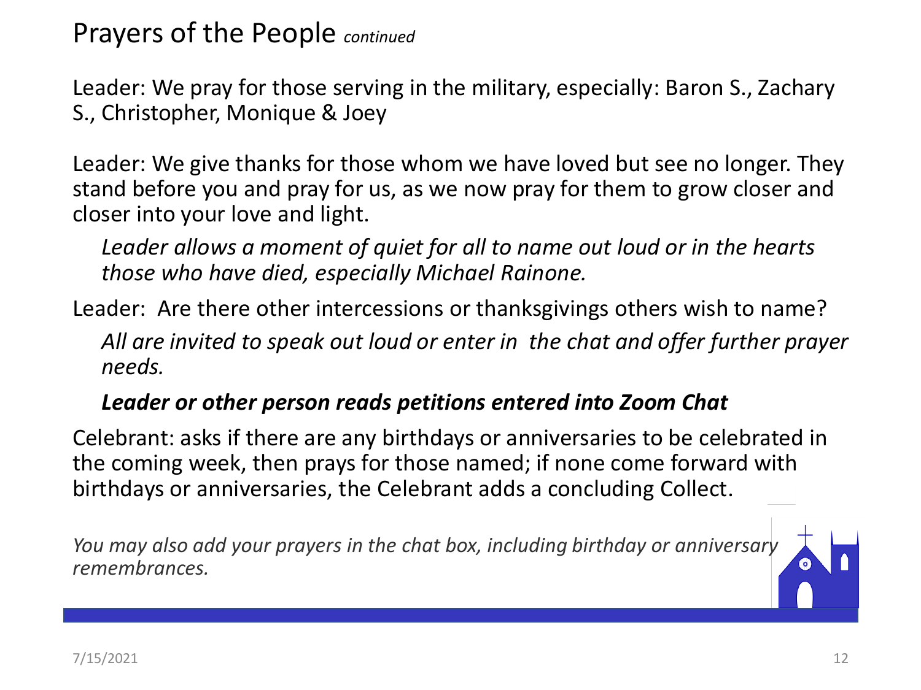# Prayers of the People *continued*

Leader: We pray for those serving in the military, especially: Baron S., Zachary S., Christopher, Monique & Joey

Leader: We give thanks for those whom we have loved but see no longer. They stand before you and pray for us, as we now pray for them to grow closer and closer into your love and light.

*Leader allows a moment of quiet for all to name out loud or in the hearts those who have died, especially Michael Rainone.*

Leader: Are there other intercessions or thanksgivings others wish to name?

*All are invited to speak out loud or enter in the chat and offer further prayer needs.*

***Leader or other person reads petitions entered into Zoom Chat***

Celebrant: asks if there are any birthdays or anniversaries to be celebrated in the coming week, then prays for those named; if none come forward with birthdays or anniversaries, the Celebrant adds a concluding Collect.

*You may also add your prayers in the chat box, including birthday or anniversary remembrances.*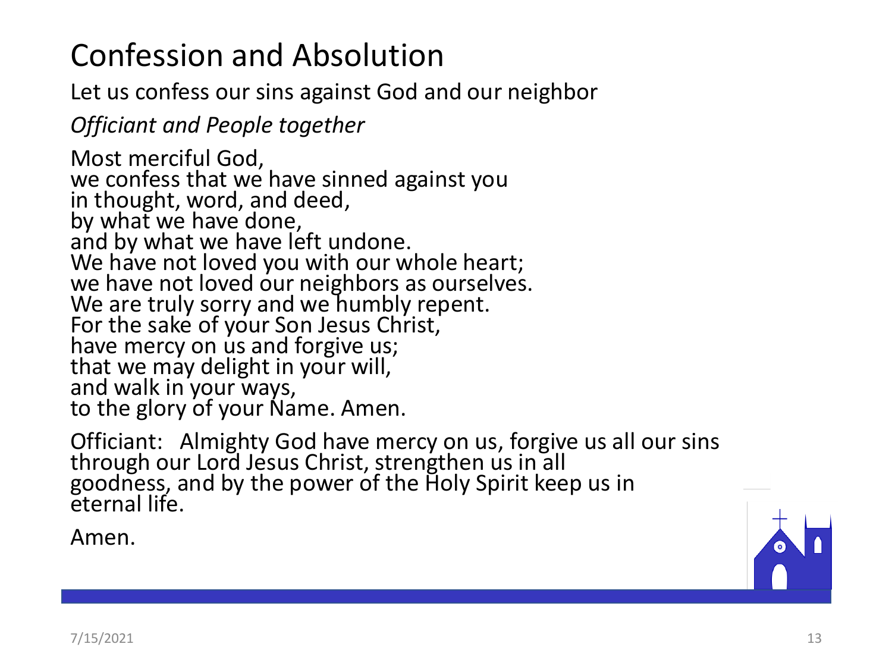# Confession and Absolution

Let us confess our sins against God and our neighbor

*Officiant and People together*

Most merciful God,  
we confess that we have sinned against you  
in thought, word, and deed,  
by what we have done,  
and by what we have left undone.  
We have not loved you with our whole heart;  
we have not loved our neighbors as ourselves.  
We are truly sorry and we humbly repent.  
For the sake of your Son Jesus Christ,  
have mercy on us and forgive us;  
that we may delight in your will,  
and walk in your ways,  
to the glory of your Name. Amen.

Officiant: Almighty God have mercy on us, forgive us all our sins through our Lord Jesus Christ, strengthen us in all goodness, and by the power of the Holy Spirit keep us in eternal life.

Amen.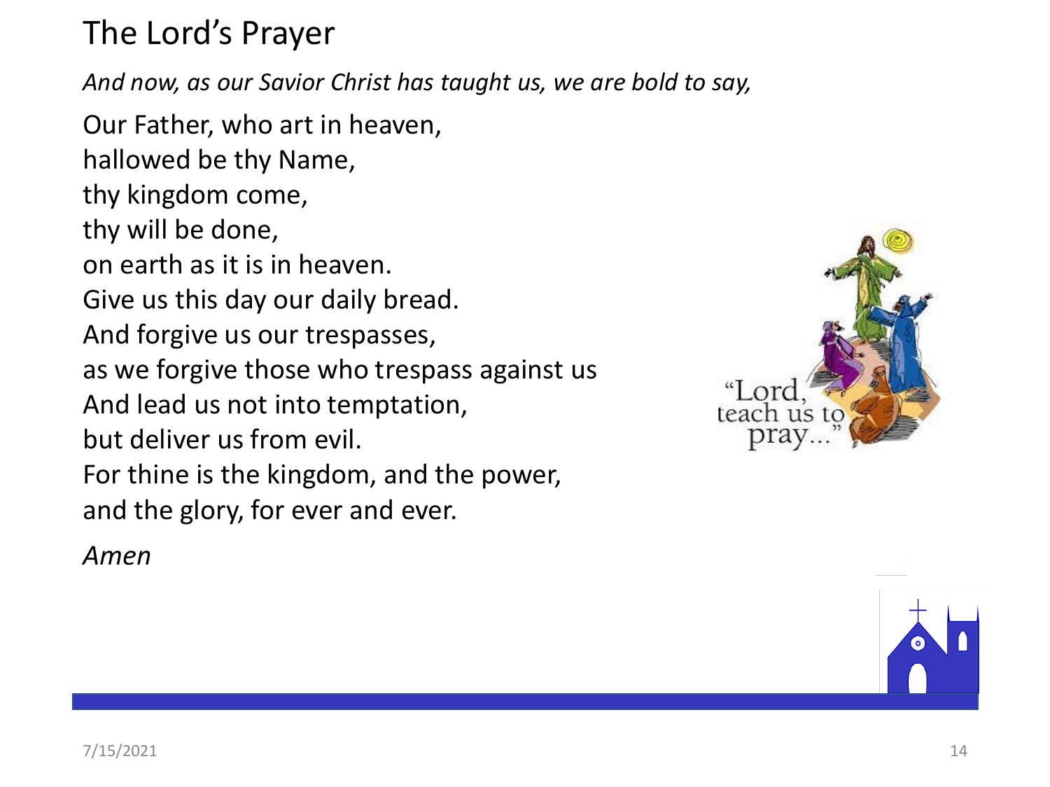# The Lord's Prayer

*And now, as our Savior Christ has taught us, we are bold to say,*

Our Father, who art in heaven,
hallowed be thy Name,
thy kingdom come,
thy will be done,
on earth as it is in heaven.
Give us this day our daily bread.
And forgive us our trespasses,
as we forgive those who trespass against us
And lead us not into temptation,
but deliver us from evil.
For thine is the kingdom, and the power,
and the glory, for ever and ever.

*Amen*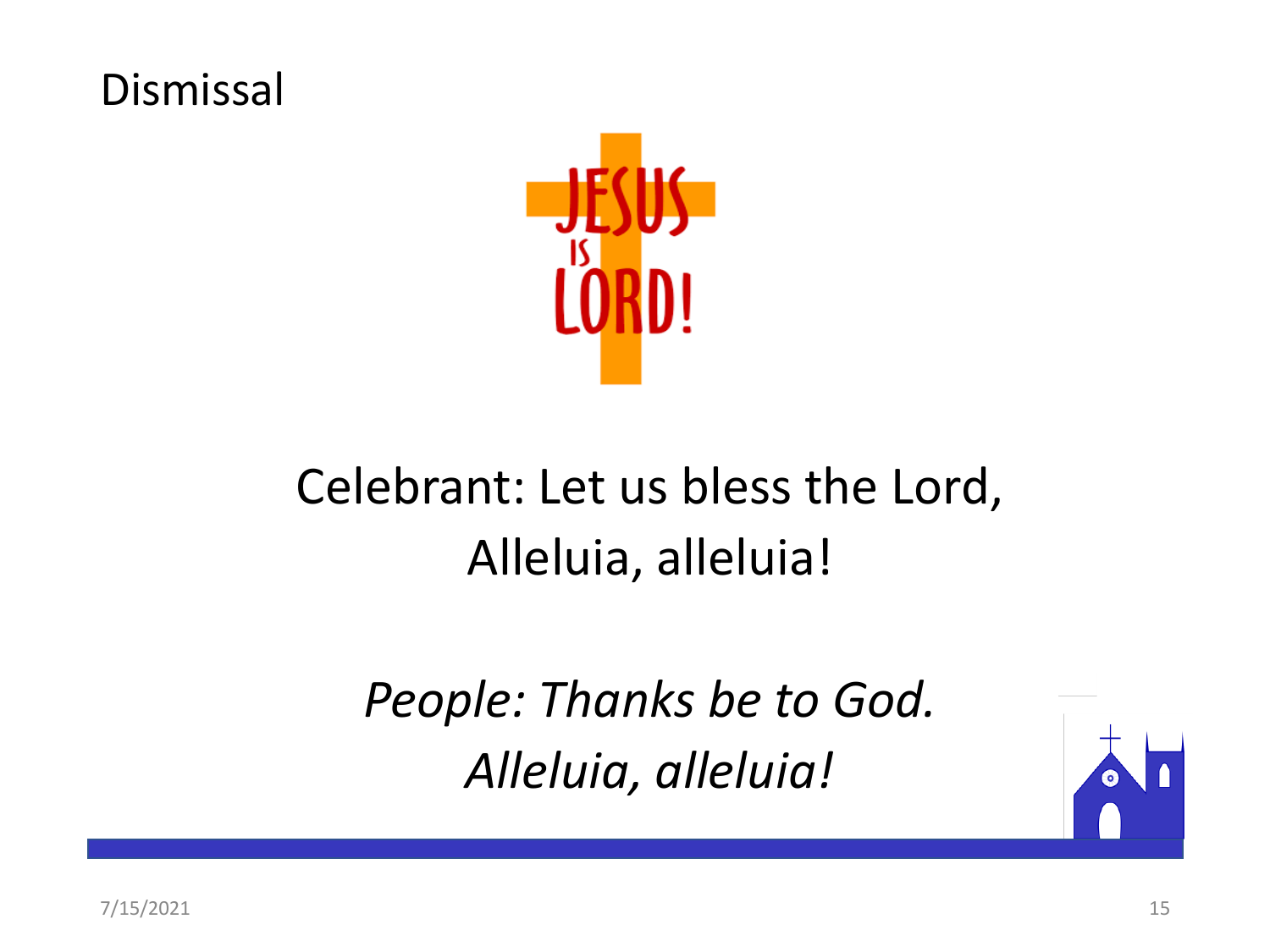# Dismissal

Celebrant: Let us bless the Lord,
Alleluia, alleluia!

*People: Thanks be to God.*
*Alleluia, alleluia!*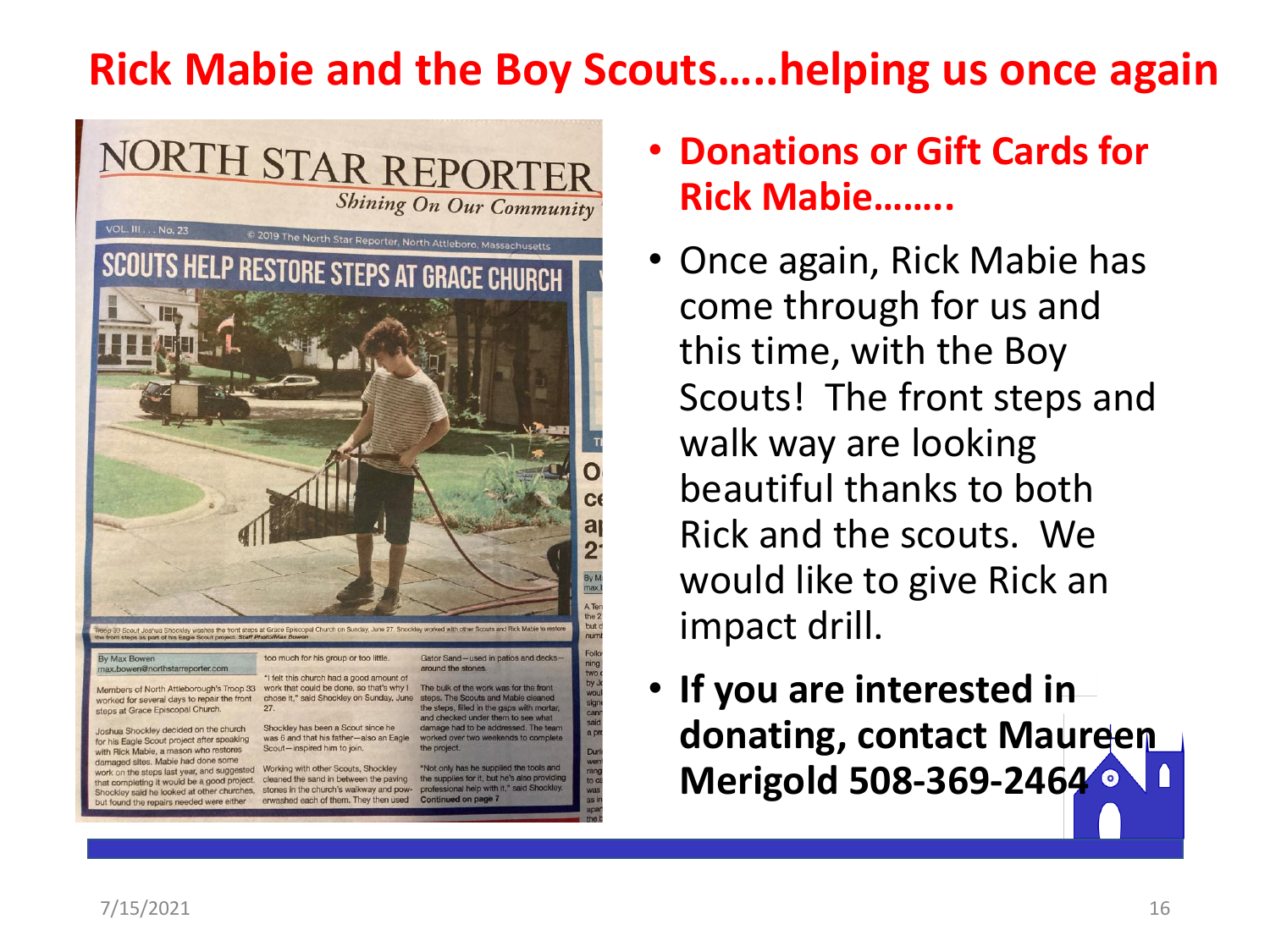# Rick Mabie and the Boy Scouts…..helping us once again

NORTH STAR REPORTER

*Shining On Our Community*

VOL. III . . . No. 23 © 2019 The North Star Reporter, North Attleboro, Massachusetts

## SCOUTS HELP RESTORE STEPS AT GRACE CHURCH

Troop 33 Scout Joshua Shockley washes the front steps at Grace Episcopal Church on Sunday, June 27. Shockley worked with other Scouts and Rick Mabie to restore the front steps as part of his Eagle Scout project. *Staff Photo/Max Bowen*

By Max Bowen
max.bowen@northstarreporter.com

Members of North Attleborough's Troop 33 worked for several days to repair the front steps at Grace Episcopal Church.

Joshua Shockley decided on the church for his Eagle Scout project after speaking with Rick Mabie, a mason who restores damaged sites. Mabie had done some work on the steps last year, and suggested that completing it would be a good project. Shockley said he looked at other churches, but found the repairs needed were either too much for his group or too little.

"I felt this church had a good amount of work that could be done, so that's why I chose it," said Shockley on Sunday, June 27.

Shockley has been a Scout since he was 6 and that his father—also an Eagle Scout—inspired him to join.

Working with other Scouts, Shockley cleaned the sand in between the paving stones in the church's walkway and powerwashed each of them. They then used Gator Sand—used in patios and decks—around the stones.

The bulk of the work was for the front steps. The Scouts and Mabie cleaned the steps, filled in the gaps with mortar, and checked under them to see what damage had to be addressed. The team worked over two weekends to complete the project.

"Not only has he supplied the tools and the supplies for it, but he's also providing professional help with it," said Shockley.

**Continued on page 7**

- **Donations or Gift Cards for Rick Mabie……..**
- Once again, Rick Mabie has come through for us and this time, with the Boy Scouts! The front steps and walk way are looking beautiful thanks to both Rick and the scouts. We would like to give Rick an impact drill.
- **If you are interested in donating, contact Maureen Merigold 508-369-2464**

7/15/2021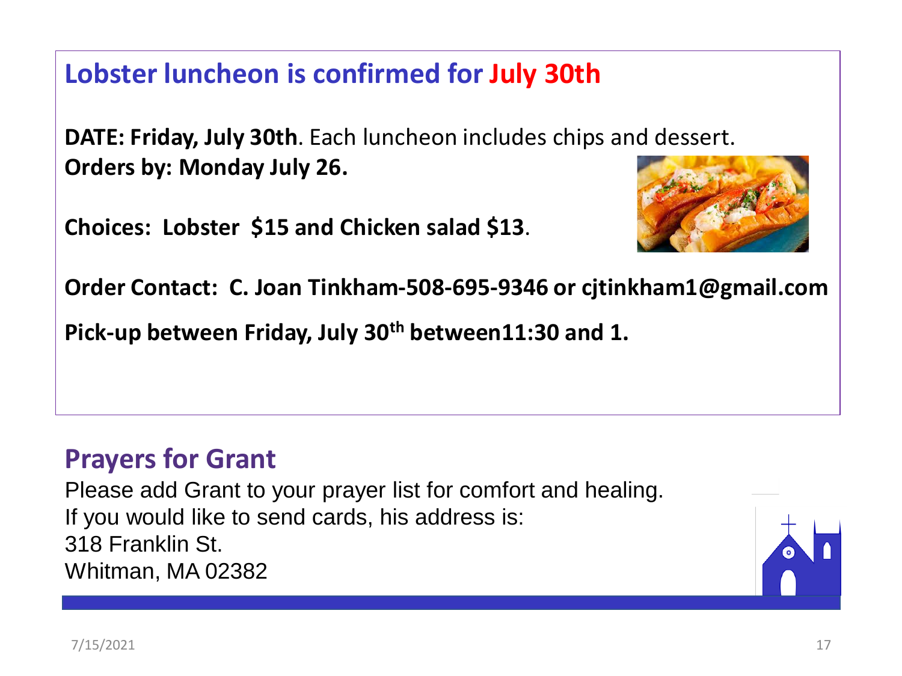## Lobster luncheon is confirmed for July 30th

**DATE: Friday, July 30th**. Each luncheon includes chips and dessert.
**Orders by: Monday July 26.**

**Choices: Lobster $15 and Chicken salad $13**.

**Order Contact: C. Joan Tinkham-508-695-9346 or cjtinkham1@gmail.com**

**Pick-up between Friday, July 30th between11:30 and 1.**

## Prayers for Grant

Please add Grant to your prayer list for comfort and healing.
If you would like to send cards, his address is:
318 Franklin St.
Whitman, MA 02382

7/15/2021